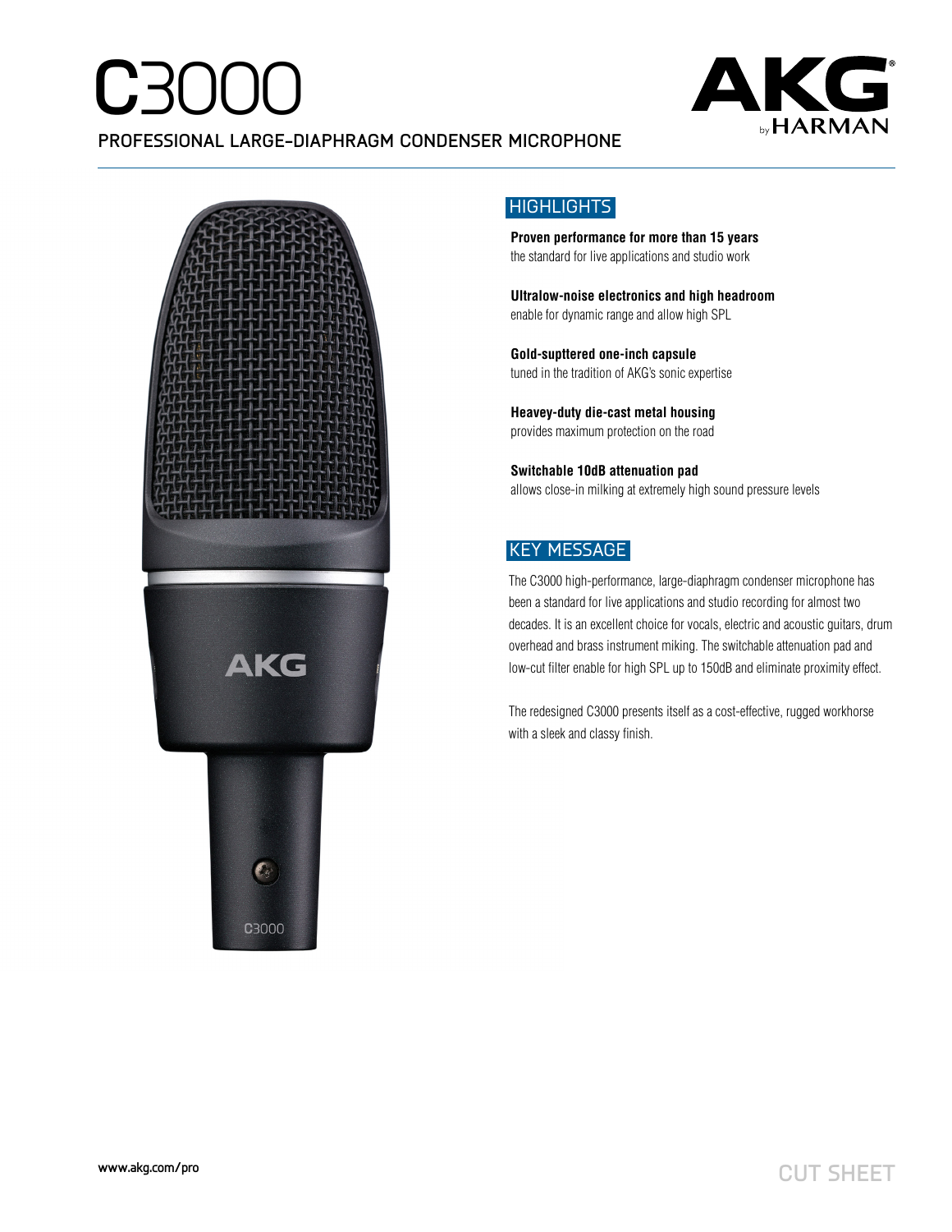# C3000

PROFESSIONAL LARGE-DIAPHRAGM CONDENSER MICROPHONE

AKG by HARMAN

## HIGHLIGHTS

**Proven performance for more than 15 years**
the standard for live applications and studio work

**Ultralow-noise electronics and high headroom**
enable for dynamic range and allow high SPL

**Gold-supttered one-inch capsule**
tuned in the tradition of AKG's sonic expertise

**Heavey-duty die-cast metal housing**
provides maximum protection on the road

**Switchable 10dB attenuation pad**
allows close-in milking at extremely high sound pressure levels

## KEY MESSAGE

The C3000 high-performance, large-diaphragm condenser microphone has been a standard for live applications and studio recording for almost two decades. It is an excellent choice for vocals, electric and acoustic guitars, drum overhead and brass instrument miking. The switchable attenuation pad and low-cut filter enable for high SPL up to 150dB and eliminate proximity effect.

The redesigned C3000 presents itself as a cost-effective, rugged workhorse with a sleek and classy finish.

www.akg.com/pro

CUT SHEET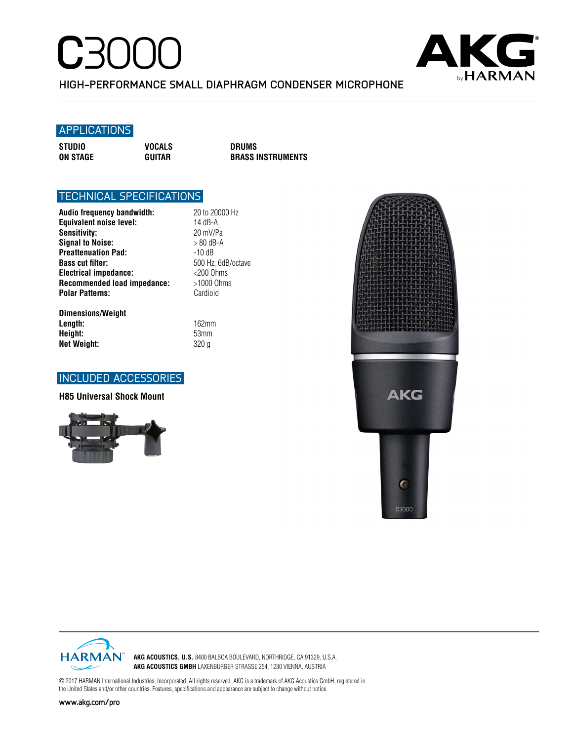# C3000

HIGH-PERFORMANCE SMALL DIAPHRAGM CONDENSER MICROPHONE

## APPLICATIONS

| | | |
|---|---|---|
| **STUDIO** | **VOCALS** | **DRUMS** |
| **ON STAGE** | **GUITAR** | **BRASS INSTRUMENTS** |

## TECHNICAL SPECIFICATIONS

| | |
|---|---|
| **Audio frequency bandwidth:** | 20 to 20000 Hz |
| **Equivalent noise level:** | 14 dB-A |
| **Sensitivity:** | 20 mV/Pa |
| **Signal to Noise:** | > 80 dB-A |
| **Preattenuation Pad:** | -10 dB |
| **Bass cut filter:** | 500 Hz, 6dB/octave |
| **Electrical impedance:** | <200 Ohms |
| **Recommended load impedance:** | >1000 Ohms |
| **Polar Patterns:** | Cardioid |

**Dimensions/Weight**

| | |
|---|---|
| **Length:** | 162mm |
| **Height:** | 53mm |
| **Net Weight:** | 320 g |

## INCLUDED ACCESSORIES

**H85 Universal Shock Mount**

**AKG ACOUSTICS, U.S.** 8400 BALBOA BOULEVARD, NORTHRIDGE, CA 91329, U.S.A.
**AKG ACOUSTICS GMBH** LAXENBURGER STRASSE 254, 1230 VIENNA, AUSTRIA

© 2017 HARMAN International Industries, Incorporated. All rights reserved. AKG is a trademark of AKG Acoustics GmbH, registered in the United States and/or other countries. Features, specifications and appearance are subject to change without notice.

www.akg.com/pro